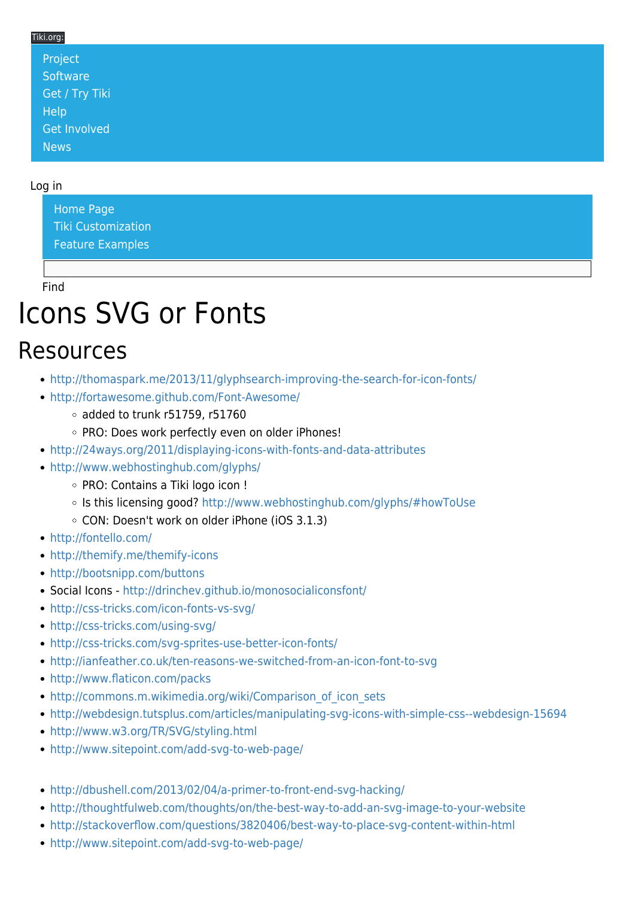Tiki.org:

- Project
- Software
- Get / Try Tiki
- Help
- Get Involved
- News

Log in

- Home Page
- Tiki Customization
- Feature Examples

Find

# Icons SVG or Fonts

## Resources

- http://thomaspark.me/2013/11/glyphsearch-improving-the-search-for-icon-fonts/
- http://fortawesome.github.com/Font-Awesome/
  - added to trunk r51759, r51760
  - PRO: Does work perfectly even on older iPhones!
- http://24ways.org/2011/displaying-icons-with-fonts-and-data-attributes
- http://www.webhostinghub.com/glyphs/
  - PRO: Contains a Tiki logo icon !
  - Is this licensing good? http://www.webhostinghub.com/glyphs/#howToUse
  - CON: Doesn't work on older iPhone (iOS 3.1.3)
- http://fontello.com/
- http://themify.me/themify-icons
- http://bootsnipp.com/buttons
- Social Icons - http://drinchev.github.io/monosocialiconsfont/
- http://css-tricks.com/icon-fonts-vs-svg/
- http://css-tricks.com/using-svg/
- http://css-tricks.com/svg-sprites-use-better-icon-fonts/
- http://ianfeather.co.uk/ten-reasons-we-switched-from-an-icon-font-to-svg
- http://www.flaticon.com/packs
- http://commons.m.wikimedia.org/wiki/Comparison_of_icon_sets
- http://webdesign.tutsplus.com/articles/manipulating-svg-icons-with-simple-css--webdesign-15694
- http://www.w3.org/TR/SVG/styling.html
- http://www.sitepoint.com/add-svg-to-web-page/

- http://dbushell.com/2013/02/04/a-primer-to-front-end-svg-hacking/
- http://thoughtfulweb.com/thoughts/on/the-best-way-to-add-an-svg-image-to-your-website
- http://stackoverflow.com/questions/3820406/best-way-to-place-svg-content-within-html
- http://www.sitepoint.com/add-svg-to-web-page/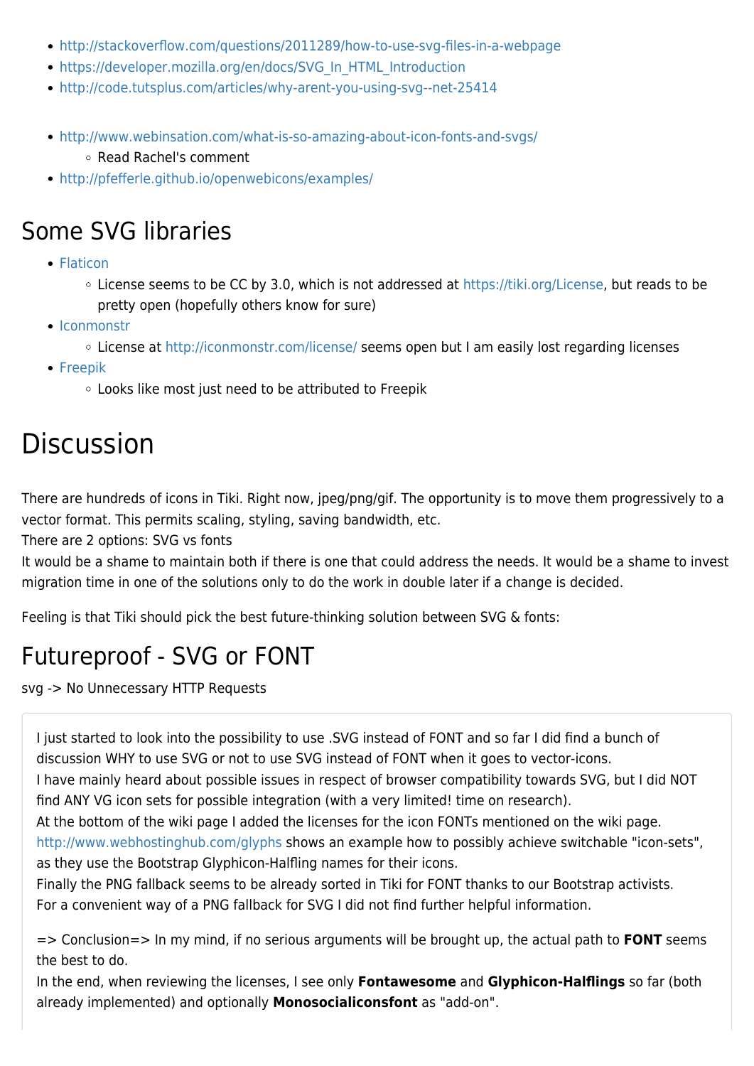- http://stackoverflow.com/questions/2011289/how-to-use-svg-files-in-a-webpage
- https://developer.mozilla.org/en/docs/SVG_In_HTML_Introduction
- http://code.tutsplus.com/articles/why-arent-you-using-svg--net-25414

- http://www.webinsation.com/what-is-so-amazing-about-icon-fonts-and-svgs/
  - Read Rachel's comment
- http://pfefferle.github.io/openwebicons/examples/

## Some SVG libraries

- Flaticon
  - License seems to be CC by 3.0, which is not addressed at https://tiki.org/License, but reads to be pretty open (hopefully others know for sure)
- Iconmonstr
  - License at http://iconmonstr.com/license/ seems open but I am easily lost regarding licenses
- Freepik
  - Looks like most just need to be attributed to Freepik

# Discussion

There are hundreds of icons in Tiki. Right now, jpeg/png/gif. The opportunity is to move them progressively to a vector format. This permits scaling, styling, saving bandwidth, etc.
There are 2 options: SVG vs fonts
It would be a shame to maintain both if there is one that could address the needs. It would be a shame to invest migration time in one of the solutions only to do the work in double later if a change is decided.

Feeling is that Tiki should pick the best future-thinking solution between SVG & fonts:

## Futureproof - SVG or FONT

svg -> No Unnecessary HTTP Requests

> I just started to look into the possibility to use .SVG instead of FONT and so far I did find a bunch of discussion WHY to use SVG or not to use SVG instead of FONT when it goes to vector-icons.
> I have mainly heard about possible issues in respect of browser compatibility towards SVG, but I did NOT find ANY VG icon sets for possible integration (with a very limited! time on research).
> At the bottom of the wiki page I added the licenses for the icon FONTs mentioned on the wiki page.
> http://www.webhostinghub.com/glyphs shows an example how to possibly achieve switchable "icon-sets", as they use the Bootstrap Glyphicon-Halfling names for their icons.
> Finally the PNG fallback seems to be already sorted in Tiki for FONT thanks to our Bootstrap activists.
> For a convenient way of a PNG fallback for SVG I did not find further helpful information.
>
> => Conclusion=> In my mind, if no serious arguments will be brought up, the actual path to **FONT** seems the best to do.
> In the end, when reviewing the licenses, I see only **Fontawesome** and **Glyphicon-Halflings** so far (both already implemented) and optionally **Monosocialiconsfont** as "add-on".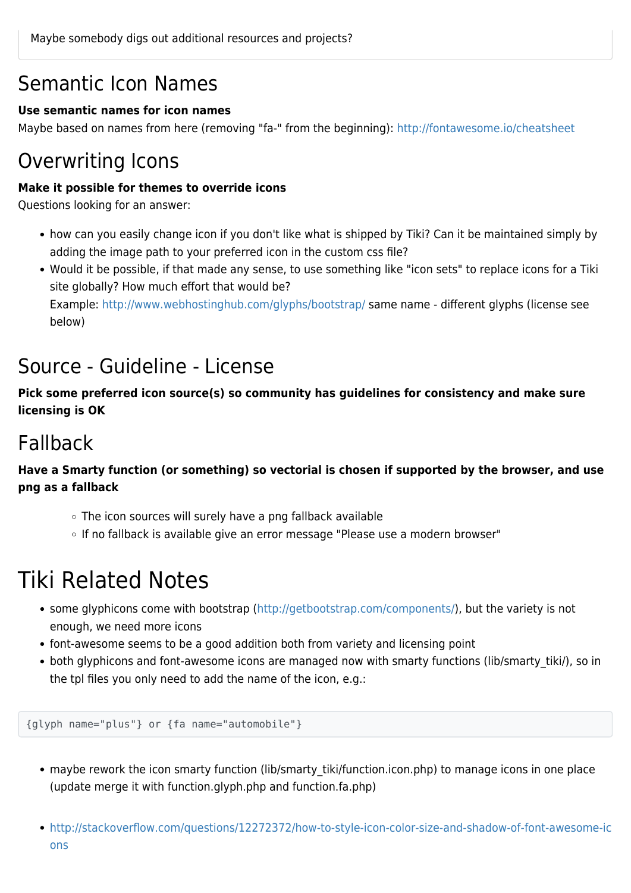Maybe somebody digs out additional resources and projects?

## Semantic Icon Names

**Use semantic names for icon names**
Maybe based on names from here (removing "fa-" from the beginning): http://fontawesome.io/cheatsheet

## Overwriting Icons

**Make it possible for themes to override icons**
Questions looking for an answer:

- how can you easily change icon if you don't like what is shipped by Tiki? Can it be maintained simply by adding the image path to your preferred icon in the custom css file?
- Would it be possible, if that made any sense, to use something like "icon sets" to replace icons for a Tiki site globally? How much effort that would be?
  Example: http://www.webhostinghub.com/glyphs/bootstrap/ same name - different glyphs (license see below)

## Source - Guideline - License

**Pick some preferred icon source(s) so community has guidelines for consistency and make sure licensing is OK**

## Fallback

**Have a Smarty function (or something) so vectorial is chosen if supported by the browser, and use png as a fallback**

  - The icon sources will surely have a png fallback available
  - If no fallback is available give an error message "Please use a modern browser"

# Tiki Related Notes

- some glyphicons come with bootstrap (http://getbootstrap.com/components/), but the variety is not enough, we need more icons
- font-awesome seems to be a good addition both from variety and licensing point
- both glyphicons and font-awesome icons are managed now with smarty functions (lib/smarty_tiki/), so in the tpl files you only need to add the name of the icon, e.g.:

```
{glyph name="plus"} or {fa name="automobile"}
```

- maybe rework the icon smarty function (lib/smarty_tiki/function.icon.php) to manage icons in one place (update merge it with function.glyph.php and function.fa.php)

- http://stackoverflow.com/questions/12272372/how-to-style-icon-color-size-and-shadow-of-font-awesome-icons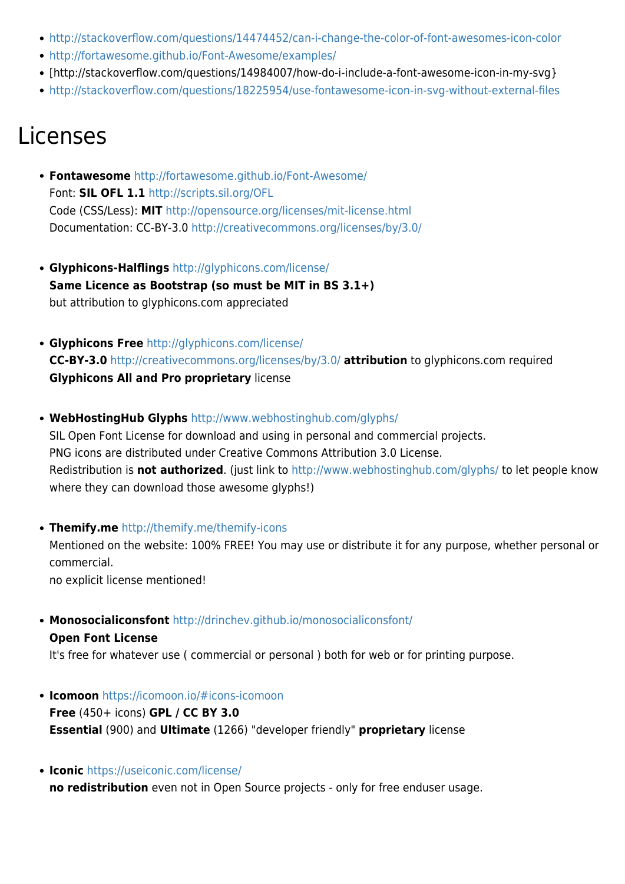- http://stackoverflow.com/questions/14474452/can-i-change-the-color-of-font-awesomes-icon-color
- http://fortawesome.github.io/Font-Awesome/examples/
- [http://stackoverflow.com/questions/14984007/how-do-i-include-a-font-awesome-icon-in-my-svg}
- http://stackoverflow.com/questions/18225954/use-fontawesome-icon-in-svg-without-external-files

# Licenses

- **Fontawesome** http://fortawesome.github.io/Font-Awesome/
  Font: **SIL OFL 1.1** http://scripts.sil.org/OFL
  Code (CSS/Less): **MIT** http://opensource.org/licenses/mit-license.html
  Documentation: CC-BY-3.0 http://creativecommons.org/licenses/by/3.0/

- **Glyphicons-Halflings** http://glyphicons.com/license/
  **Same Licence as Bootstrap (so must be MIT in BS 3.1+)**
  but attribution to glyphicons.com appreciated

- **Glyphicons Free** http://glyphicons.com/license/
  **CC-BY-3.0** http://creativecommons.org/licenses/by/3.0/ **attribution** to glyphicons.com required
  **Glyphicons All and Pro proprietary** license

- **WebHostingHub Glyphs** http://www.webhostinghub.com/glyphs/
  SIL Open Font License for download and using in personal and commercial projects.
  PNG icons are distributed under Creative Commons Attribution 3.0 License.
  Redistribution is **not authorized**. (just link to http://www.webhostinghub.com/glyphs/ to let people know where they can download those awesome glyphs!)

- **Themify.me** http://themify.me/themify-icons
  Mentioned on the website: 100% FREE! You may use or distribute it for any purpose, whether personal or commercial.
  no explicit license mentioned!

- **Monosocialiconsfont** http://drinchev.github.io/monosocialiconsfont/
  **Open Font License**
  It's free for whatever use ( commercial or personal ) both for web or for printing purpose.

- **Icomoon** https://icomoon.io/#icons-icomoon
  **Free** (450+ icons) **GPL / CC BY 3.0**
  **Essential** (900) and **Ultimate** (1266) "developer friendly" **proprietary** license

- **Iconic** https://useiconic.com/license/
  **no redistribution** even not in Open Source projects - only for free enduser usage.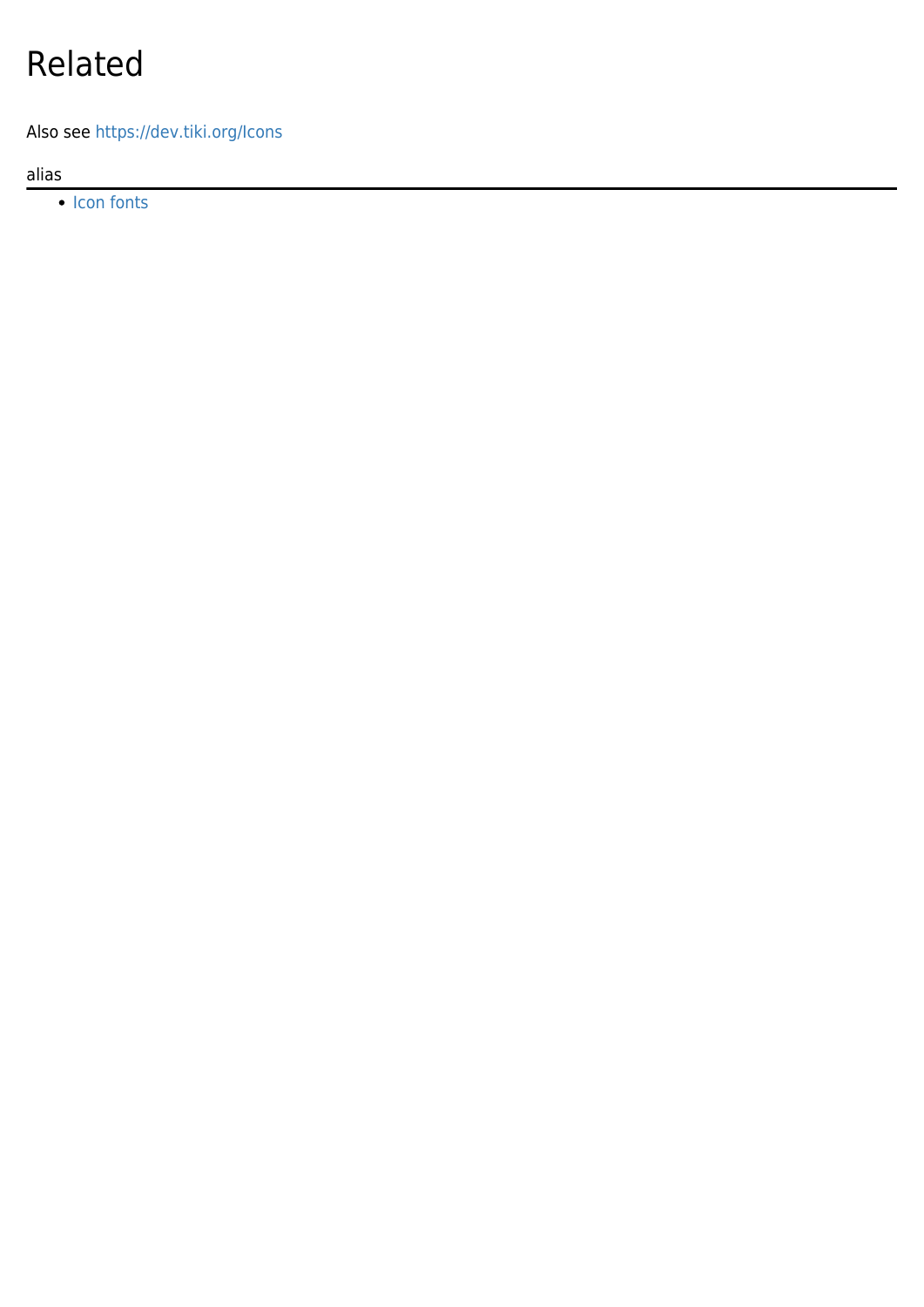# Related

Also see https://dev.tiki.org/Icons

alias

- Icon fonts